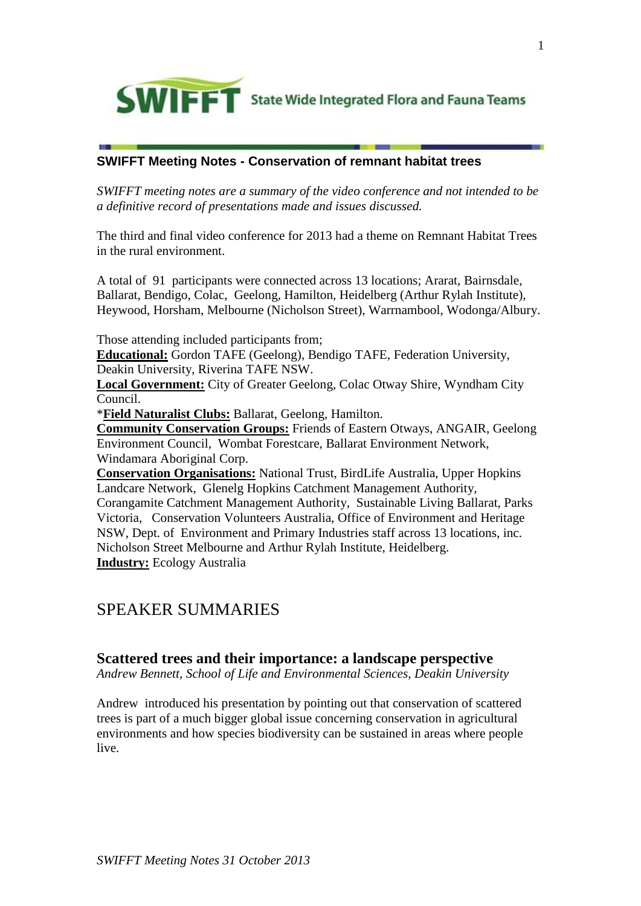SWIFFT State Wide Integrated Flora and Fauna Teams

**SWIFFT Meeting Notes - Conservation of remnant habitat trees**

*SWIFFT meeting notes are a summary of the video conference and not intended to be a definitive record of presentations made and issues discussed.*

The third and final video conference for 2013 had a theme on Remnant Habitat Trees in the rural environment.

A total of 91 participants were connected across 13 locations; Ararat, Bairnsdale, Ballarat, Bendigo, Colac, Geelong, Hamilton, Heidelberg (Arthur Rylah Institute), Heywood, Horsham, Melbourne (Nicholson Street), Warrnambool, Wodonga/Albury.

Those attending included participants from;
**Educational:** Gordon TAFE (Geelong), Bendigo TAFE, Federation University, Deakin University, Riverina TAFE NSW.
**Local Government:** City of Greater Geelong, Colac Otway Shire, Wyndham City Council.
***Field Naturalist Clubs:** Ballarat, Geelong, Hamilton.
**Community Conservation Groups:** Friends of Eastern Otways, ANGAIR, Geelong Environment Council, Wombat Forestcare, Ballarat Environment Network, Windamara Aboriginal Corp.
**Conservation Organisations:** National Trust, BirdLife Australia, Upper Hopkins Landcare Network, Glenelg Hopkins Catchment Management Authority, Corangamite Catchment Management Authority, Sustainable Living Ballarat, Parks Victoria, Conservation Volunteers Australia, Office of Environment and Heritage NSW, Dept. of Environment and Primary Industries staff across 13 locations, inc. Nicholson Street Melbourne and Arthur Rylah Institute, Heidelberg.
**Industry:** Ecology Australia

# SPEAKER SUMMARIES

## Scattered trees and their importance: a landscape perspective

*Andrew Bennett, School of Life and Environmental Sciences, Deakin University*

Andrew introduced his presentation by pointing out that conservation of scattered trees is part of a much bigger global issue concerning conservation in agricultural environments and how species biodiversity can be sustained in areas where people live.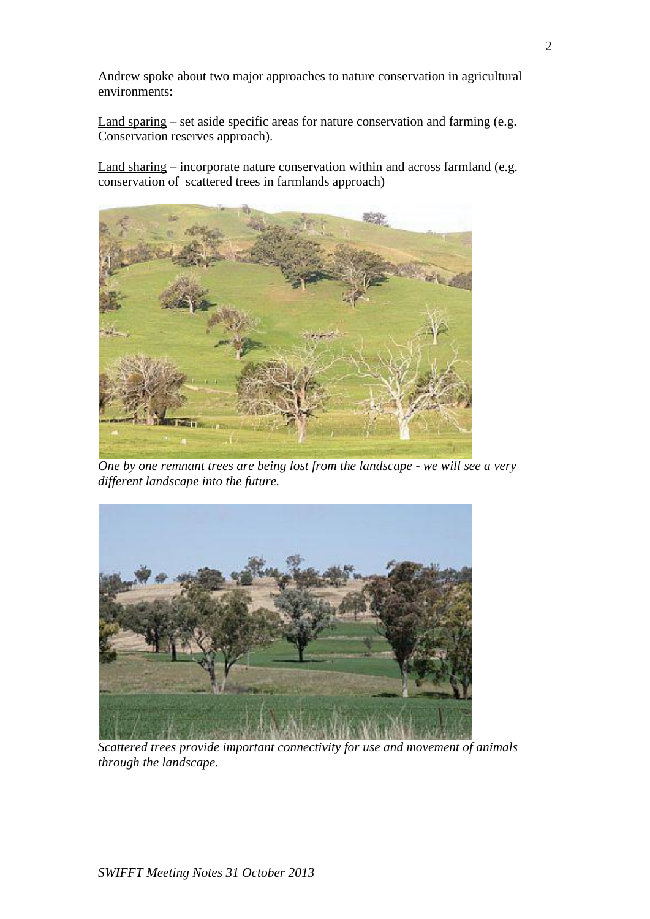Andrew spoke about two major approaches to nature conservation in agricultural environments:

Land sparing – set aside specific areas for nature conservation and farming (e.g. Conservation reserves approach).

Land sharing – incorporate nature conservation within and across farmland (e.g. conservation of scattered trees in farmlands approach)

*One by one remnant trees are being lost from the landscape - we will see a very different landscape into the future.*

*Scattered trees provide important connectivity for use and movement of animals through the landscape.*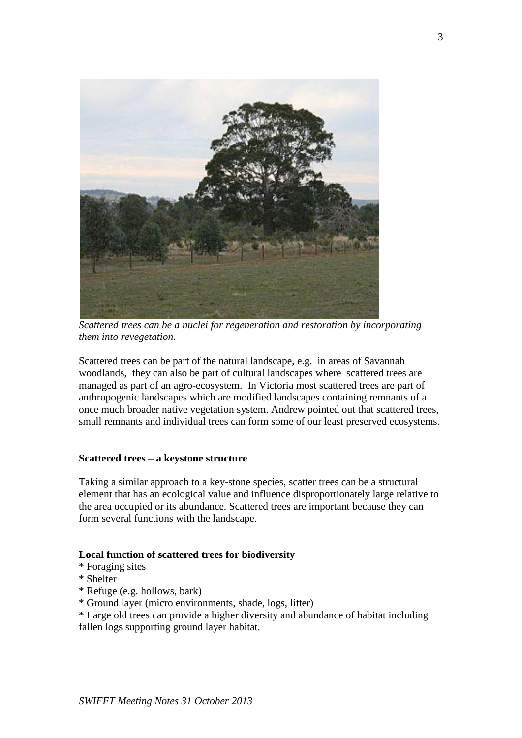*Scattered trees can be a nuclei for regeneration and restoration by incorporating them into revegetation.*

Scattered trees can be part of the natural landscape, e.g. in areas of Savannah woodlands, they can also be part of cultural landscapes where scattered trees are managed as part of an agro-ecosystem. In Victoria most scattered trees are part of anthropogenic landscapes which are modified landscapes containing remnants of a once much broader native vegetation system. Andrew pointed out that scattered trees, small remnants and individual trees can form some of our least preserved ecosystems.

**Scattered trees – a keystone structure**

Taking a similar approach to a key-stone species, scatter trees can be a structural element that has an ecological value and influence disproportionately large relative to the area occupied or its abundance. Scattered trees are important because they can form several functions with the landscape.

**Local function of scattered trees for biodiversity**

* Foraging sites
* Shelter
* Refuge (e.g. hollows, bark)
* Ground layer (micro environments, shade, logs, litter)
* Large old trees can provide a higher diversity and abundance of habitat including fallen logs supporting ground layer habitat.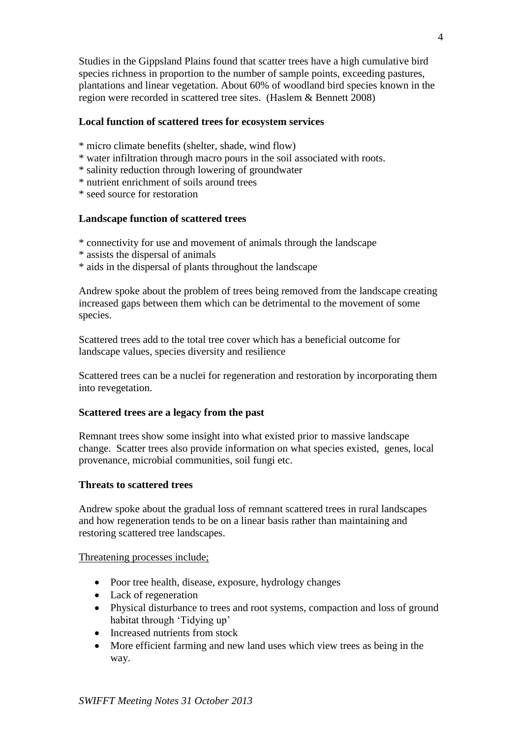Studies in the Gippsland Plains found that scatter trees have a high cumulative bird species richness in proportion to the number of sample points, exceeding pastures, plantations and linear vegetation. About 60% of woodland bird species known in the region were recorded in scattered tree sites. (Haslem & Bennett 2008)

**Local function of scattered trees for ecosystem services**

* micro climate benefits (shelter, shade, wind flow)
* water infiltration through macro pours in the soil associated with roots.
* salinity reduction through lowering of groundwater
* nutrient enrichment of soils around trees
* seed source for restoration

**Landscape function of scattered trees**

* connectivity for use and movement of animals through the landscape
* assists the dispersal of animals
* aids in the dispersal of plants throughout the landscape

Andrew spoke about the problem of trees being removed from the landscape creating increased gaps between them which can be detrimental to the movement of some species.

Scattered trees add to the total tree cover which has a beneficial outcome for landscape values, species diversity and resilience

Scattered trees can be a nuclei for regeneration and restoration by incorporating them into revegetation.

**Scattered trees are a legacy from the past**

Remnant trees show some insight into what existed prior to massive landscape change. Scatter trees also provide information on what species existed, genes, local provenance, microbial communities, soil fungi etc.

**Threats to scattered trees**

Andrew spoke about the gradual loss of remnant scattered trees in rural landscapes and how regeneration tends to be on a linear basis rather than maintaining and restoring scattered tree landscapes.

Threatening processes include;

- Poor tree health, disease, exposure, hydrology changes
- Lack of regeneration
- Physical disturbance to trees and root systems, compaction and loss of ground habitat through 'Tidying up'
- Increased nutrients from stock
- More efficient farming and new land uses which view trees as being in the way.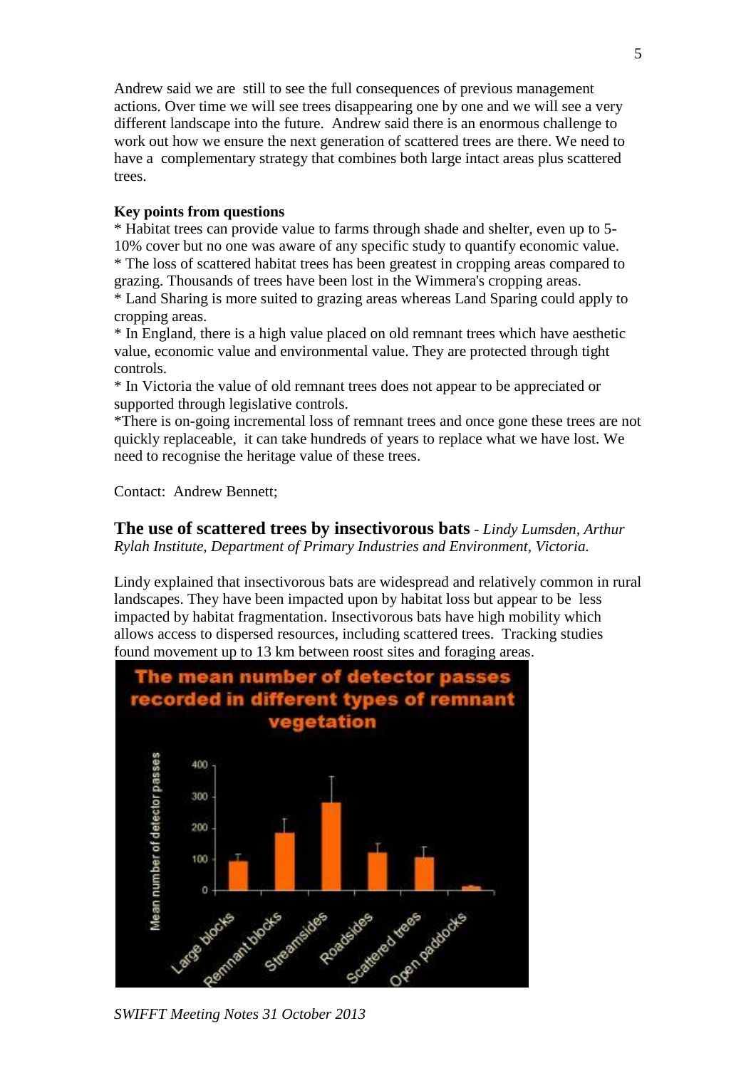Andrew said we are still to see the full consequences of previous management actions. Over time we will see trees disappearing one by one and we will see a very different landscape into the future. Andrew said there is an enormous challenge to work out how we ensure the next generation of scattered trees are there. We need to have a complementary strategy that combines both large intact areas plus scattered trees.

**Key points from questions**

* Habitat trees can provide value to farms through shade and shelter, even up to 5-10% cover but no one was aware of any specific study to quantify economic value.
* The loss of scattered habitat trees has been greatest in cropping areas compared to grazing. Thousands of trees have been lost in the Wimmera's cropping areas.
* Land Sharing is more suited to grazing areas whereas Land Sparing could apply to cropping areas.
* In England, there is a high value placed on old remnant trees which have aesthetic value, economic value and environmental value. They are protected through tight controls.
* In Victoria the value of old remnant trees does not appear to be appreciated or supported through legislative controls.
* There is on-going incremental loss of remnant trees and once gone these trees are not quickly replaceable, it can take hundreds of years to replace what we have lost. We need to recognise the heritage value of these trees.

Contact: Andrew Bennett;

**The use of scattered trees by insectivorous bats** - *Lindy Lumsden, Arthur Rylah Institute, Department of Primary Industries and Environment, Victoria.*

Lindy explained that insectivorous bats are widespread and relatively common in rural landscapes. They have been impacted upon by habitat loss but appear to be less impacted by habitat fragmentation. Insectivorous bats have high mobility which allows access to dispersed resources, including scattered trees. Tracking studies found movement up to 13 km between roost sites and foraging areas.

**The mean number of detector passes recorded in different types of remnant vegetation**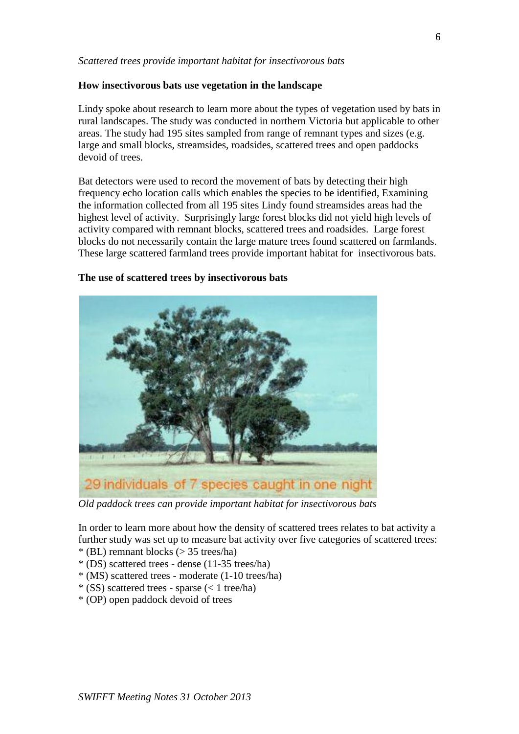*Scattered trees provide important habitat for insectivorous bats*

**How insectivorous bats use vegetation in the landscape**

Lindy spoke about research to learn more about the types of vegetation used by bats in rural landscapes. The study was conducted in northern Victoria but applicable to other areas. The study had 195 sites sampled from range of remnant types and sizes (e.g. large and small blocks, streamsides, roadsides, scattered trees and open paddocks devoid of trees.

Bat detectors were used to record the movement of bats by detecting their high frequency echo location calls which enables the species to be identified, Examining the information collected from all 195 sites Lindy found streamsides areas had the highest level of activity. Surprisingly large forest blocks did not yield high levels of activity compared with remnant blocks, scattered trees and roadsides. Large forest blocks do not necessarily contain the large mature trees found scattered on farmlands. These large scattered farmland trees provide important habitat for insectivorous bats.

**The use of scattered trees by insectivorous bats**

29 individuals of 7 species caught in one night

*Old paddock trees can provide important habitat for insectivorous bats*

In order to learn more about how the density of scattered trees relates to bat activity a further study was set up to measure bat activity over five categories of scattered trees:

* (BL) remnant blocks (> 35 trees/ha)
* (DS) scattered trees - dense (11-35 trees/ha)
* (MS) scattered trees - moderate (1-10 trees/ha)
* (SS) scattered trees - sparse (< 1 tree/ha)
* (OP) open paddock devoid of trees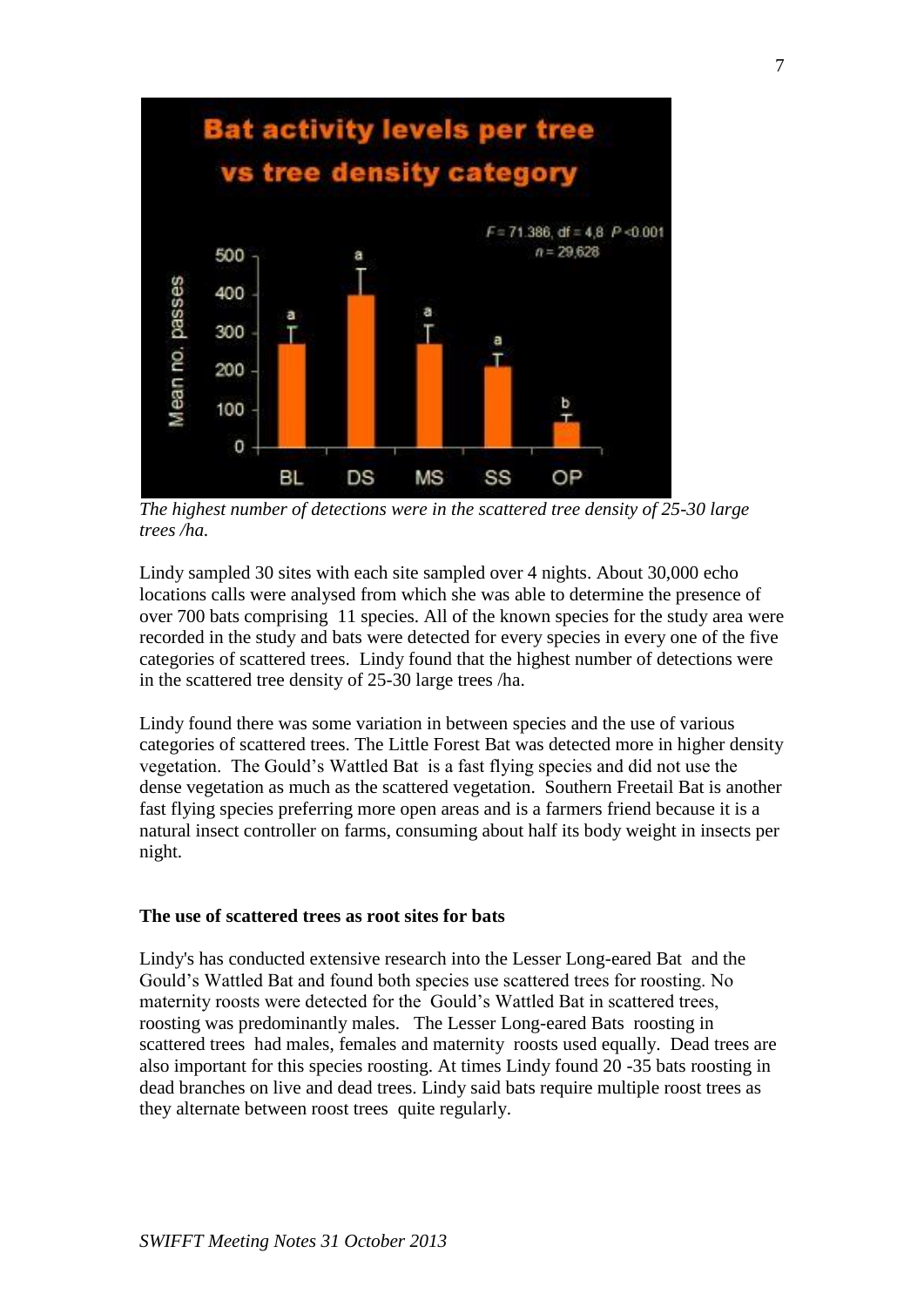*The highest number of detections were in the scattered tree density of 25-30 large trees /ha.*

Lindy sampled 30 sites with each site sampled over 4 nights. About 30,000 echo locations calls were analysed from which she was able to determine the presence of over 700 bats comprising 11 species. All of the known species for the study area were recorded in the study and bats were detected for every species in every one of the five categories of scattered trees. Lindy found that the highest number of detections were in the scattered tree density of 25-30 large trees /ha.

Lindy found there was some variation in between species and the use of various categories of scattered trees. The Little Forest Bat was detected more in higher density vegetation. The Gould's Wattled Bat is a fast flying species and did not use the dense vegetation as much as the scattered vegetation. Southern Freetail Bat is another fast flying species preferring more open areas and is a farmers friend because it is a natural insect controller on farms, consuming about half its body weight in insects per night.

**The use of scattered trees as root sites for bats**

Lindy's has conducted extensive research into the Lesser Long-eared Bat and the Gould's Wattled Bat and found both species use scattered trees for roosting. No maternity roosts were detected for the Gould's Wattled Bat in scattered trees, roosting was predominantly males. The Lesser Long-eared Bats roosting in scattered trees had males, females and maternity roosts used equally. Dead trees are also important for this species roosting. At times Lindy found 20 -35 bats roosting in dead branches on live and dead trees. Lindy said bats require multiple roost trees as they alternate between roost trees quite regularly.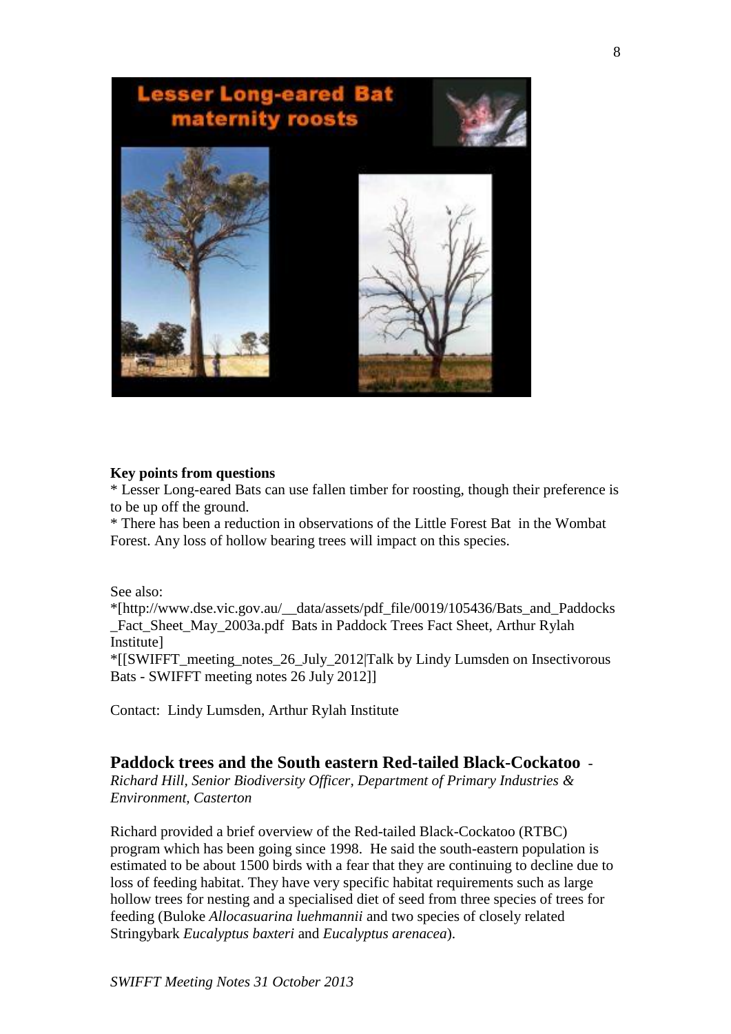**Key points from questions**

* Lesser Long-eared Bats can use fallen timber for roosting, though their preference is to be up off the ground.
* There has been a reduction in observations of the Little Forest Bat in the Wombat Forest. Any loss of hollow bearing trees will impact on this species.

See also:

*[http://www.dse.vic.gov.au/__data/assets/pdf_file/0019/105436/Bats_and_Paddocks_Fact_Sheet_May_2003a.pdf Bats in Paddock Trees Fact Sheet, Arthur Rylah Institute]

*[[SWIFFT_meeting_notes_26_July_2012|Talk by Lindy Lumsden on Insectivorous Bats - SWIFFT meeting notes 26 July 2012]]

Contact: Lindy Lumsden, Arthur Rylah Institute

## Paddock trees and the South eastern Red-tailed Black-Cockatoo -

*Richard Hill, Senior Biodiversity Officer, Department of Primary Industries & Environment, Casterton*

Richard provided a brief overview of the Red-tailed Black-Cockatoo (RTBC) program which has been going since 1998. He said the south-eastern population is estimated to be about 1500 birds with a fear that they are continuing to decline due to loss of feeding habitat. They have very specific habitat requirements such as large hollow trees for nesting and a specialised diet of seed from three species of trees for feeding (Buloke *Allocasuarina luehmannii* and two species of closely related Stringybark *Eucalyptus baxteri* and *Eucalyptus arenacea*).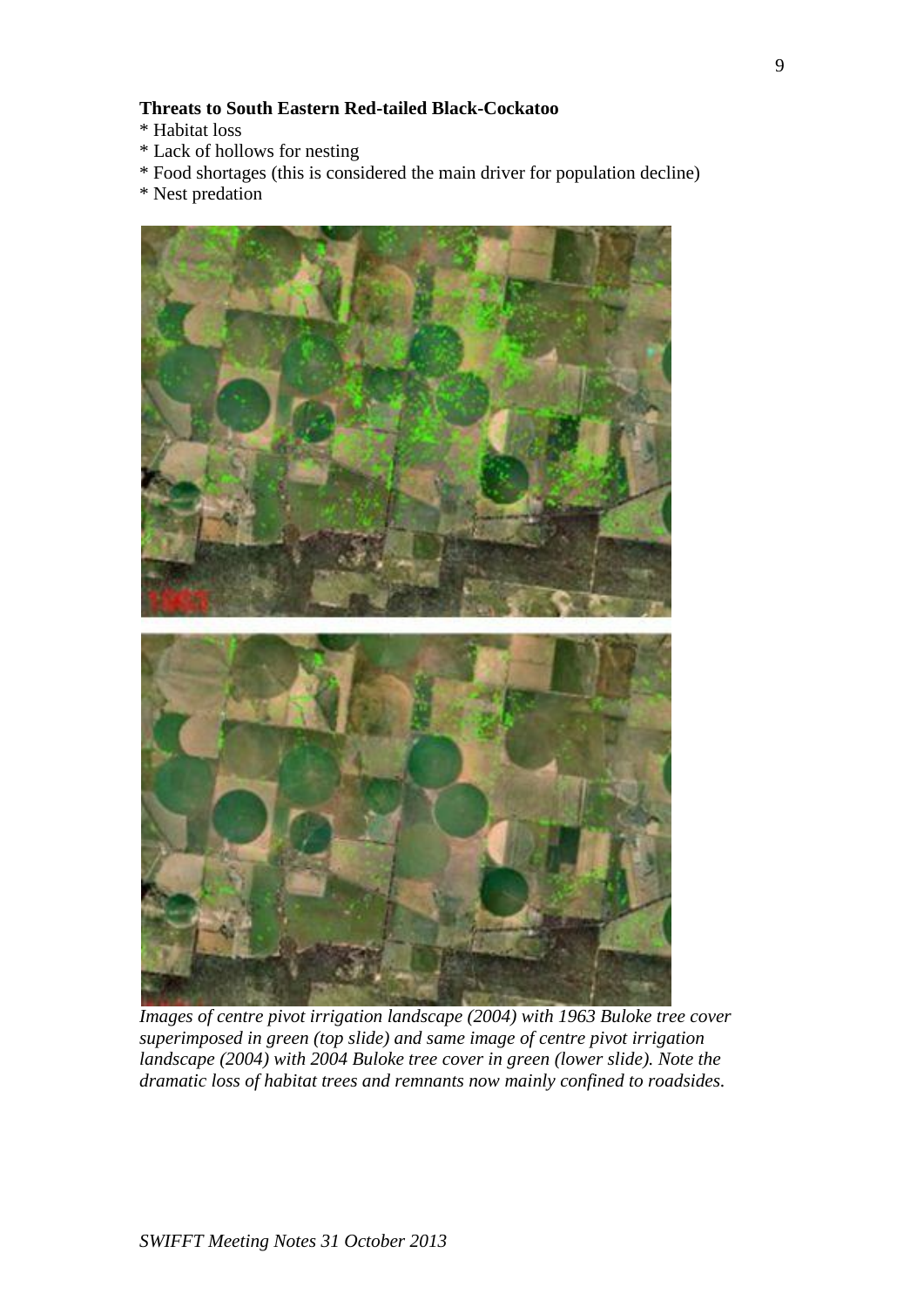**Threats to South Eastern Red-tailed Black-Cockatoo**

* Habitat loss
* Lack of hollows for nesting
* Food shortages (this is considered the main driver for population decline)
* Nest predation

*Images of centre pivot irrigation landscape (2004) with 1963 Buloke tree cover superimposed in green (top slide) and same image of centre pivot irrigation landscape (2004) with 2004 Buloke tree cover in green (lower slide). Note the dramatic loss of habitat trees and remnants now mainly confined to roadsides.*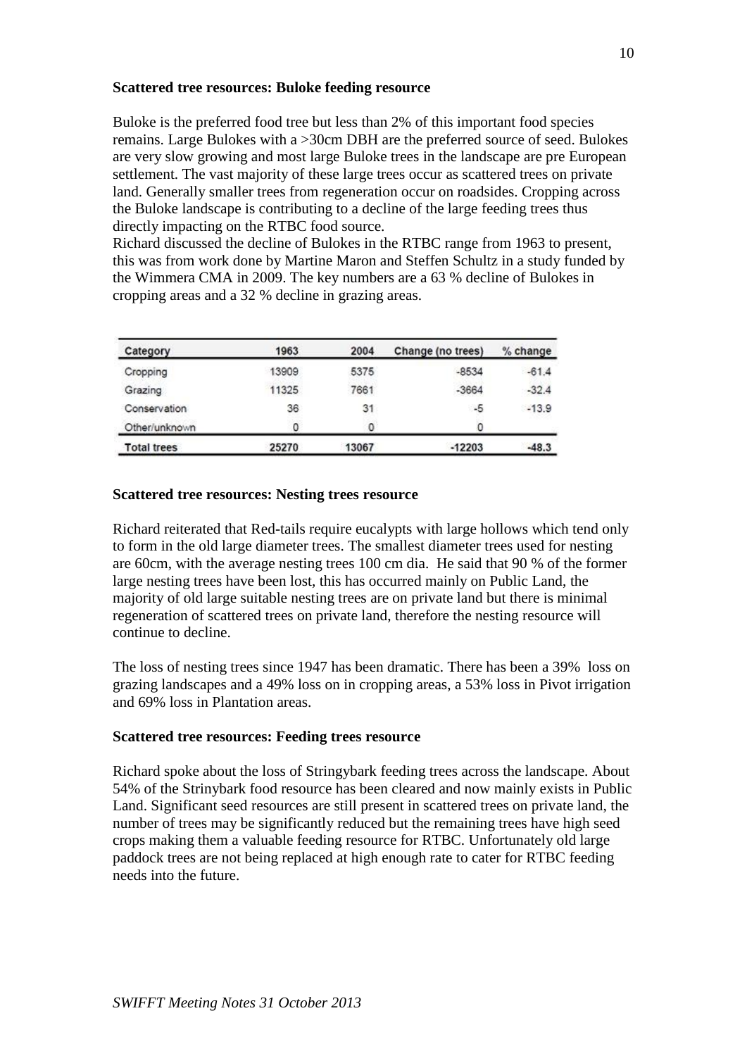**Scattered tree resources: Buloke feeding resource**

Buloke is the preferred food tree but less than 2% of this important food species remains. Large Bulokes with a >30cm DBH are the preferred source of seed. Bulokes are very slow growing and most large Buloke trees in the landscape are pre European settlement. The vast majority of these large trees occur as scattered trees on private land. Generally smaller trees from regeneration occur on roadsides. Cropping across the Buloke landscape is contributing to a decline of the large feeding trees thus directly impacting on the RTBC food source.
Richard discussed the decline of Bulokes in the RTBC range from 1963 to present, this was from work done by Martine Maron and Steffen Schultz in a study funded by the Wimmera CMA in 2009. The key numbers are a 63 % decline of Bulokes in cropping areas and a 32 % decline in grazing areas.

| Category | 1963 | 2004 | Change (no trees) | % change |
|---|---|---|---|---|
| Cropping | 13909 | 5375 | -8534 | -61.4 |
| Grazing | 11325 | 7661 | -3664 | -32.4 |
| Conservation | 36 | 31 | -5 | -13.9 |
| Other/unknown | 0 | 0 | 0 | |
| **Total trees** | **25270** | **13067** | **-12203** | **-48.3** |

**Scattered tree resources: Nesting trees resource**

Richard reiterated that Red-tails require eucalypts with large hollows which tend only to form in the old large diameter trees. The smallest diameter trees used for nesting are 60cm, with the average nesting trees 100 cm dia. He said that 90 % of the former large nesting trees have been lost, this has occurred mainly on Public Land, the majority of old large suitable nesting trees are on private land but there is minimal regeneration of scattered trees on private land, therefore the nesting resource will continue to decline.

The loss of nesting trees since 1947 has been dramatic. There has been a 39% loss on grazing landscapes and a 49% loss on in cropping areas, a 53% loss in Pivot irrigation and 69% loss in Plantation areas.

**Scattered tree resources: Feeding trees resource**

Richard spoke about the loss of Stringybark feeding trees across the landscape. About 54% of the Strinybark food resource has been cleared and now mainly exists in Public Land. Significant seed resources are still present in scattered trees on private land, the number of trees may be significantly reduced but the remaining trees have high seed crops making them a valuable feeding resource for RTBC. Unfortunately old large paddock trees are not being replaced at high enough rate to cater for RTBC feeding needs into the future.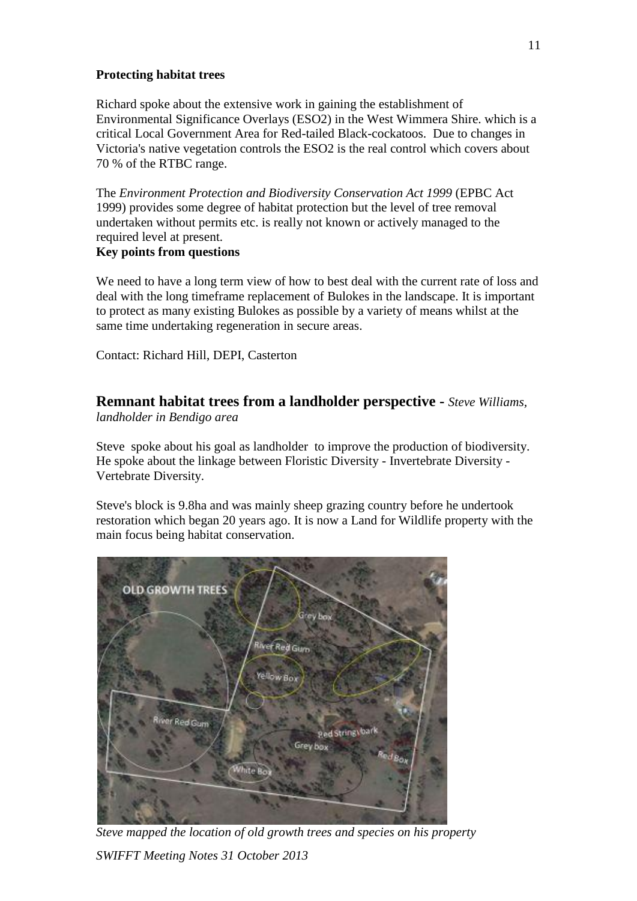**Protecting habitat trees**

Richard spoke about the extensive work in gaining the establishment of Environmental Significance Overlays (ESO2) in the West Wimmera Shire. which is a critical Local Government Area for Red-tailed Black-cockatoos. Due to changes in Victoria's native vegetation controls the ESO2 is the real control which covers about 70 % of the RTBC range.

The *Environment Protection and Biodiversity Conservation Act 1999* (EPBC Act 1999) provides some degree of habitat protection but the level of tree removal undertaken without permits etc. is really not known or actively managed to the required level at present.

**Key points from questions**

We need to have a long term view of how to best deal with the current rate of loss and deal with the long timeframe replacement of Bulokes in the landscape. It is important to protect as many existing Bulokes as possible by a variety of means whilst at the same time undertaking regeneration in secure areas.

Contact: Richard Hill, DEPI, Casterton

## Remnant habitat trees from a landholder perspective - *Steve Williams, landholder in Bendigo area*

Steve spoke about his goal as landholder to improve the production of biodiversity. He spoke about the linkage between Floristic Diversity - Invertebrate Diversity - Vertebrate Diversity.

Steve's block is 9.8ha and was mainly sheep grazing country before he undertook restoration which began 20 years ago. It is now a Land for Wildlife property with the main focus being habitat conservation.

*Steve mapped the location of old growth trees and species on his property*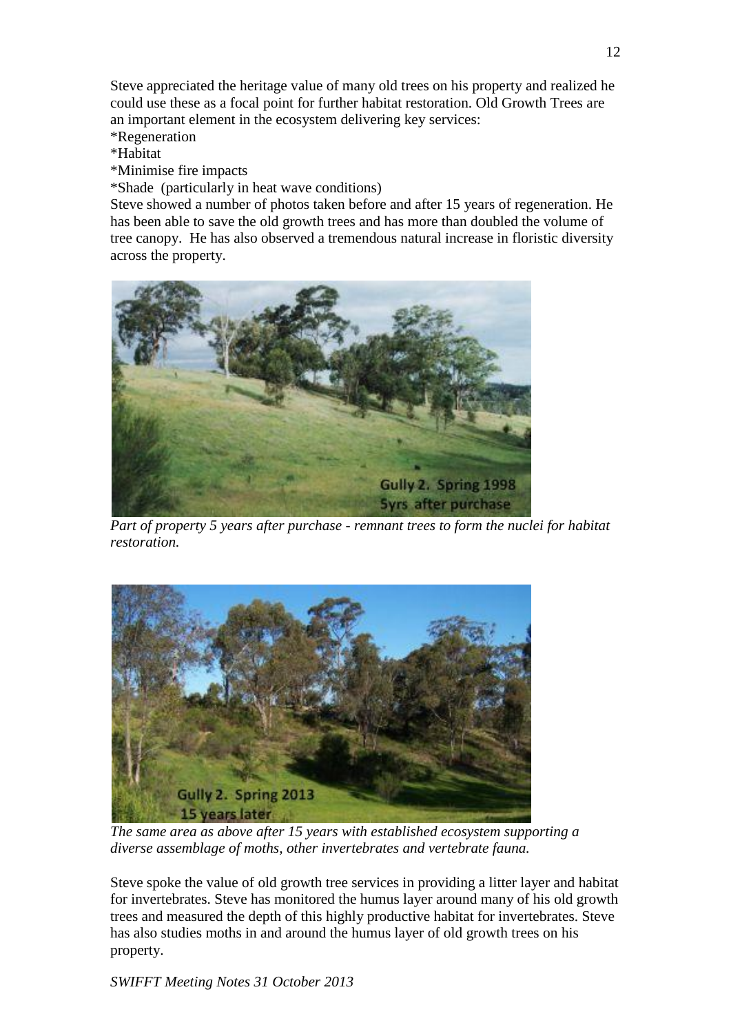Steve appreciated the heritage value of many old trees on his property and realized he could use these as a focal point for further habitat restoration. Old Growth Trees are an important element in the ecosystem delivering key services:

*Regeneration

*Habitat

*Minimise fire impacts

*Shade (particularly in heat wave conditions)

Steve showed a number of photos taken before and after 15 years of regeneration. He has been able to save the old growth trees and has more than doubled the volume of tree canopy. He has also observed a tremendous natural increase in floristic diversity across the property.

*Part of property 5 years after purchase - remnant trees to form the nuclei for habitat restoration.*

*The same area as above after 15 years with established ecosystem supporting a diverse assemblage of moths, other invertebrates and vertebrate fauna.*

Steve spoke the value of old growth tree services in providing a litter layer and habitat for invertebrates. Steve has monitored the humus layer around many of his old growth trees and measured the depth of this highly productive habitat for invertebrates. Steve has also studies moths in and around the humus layer of old growth trees on his property.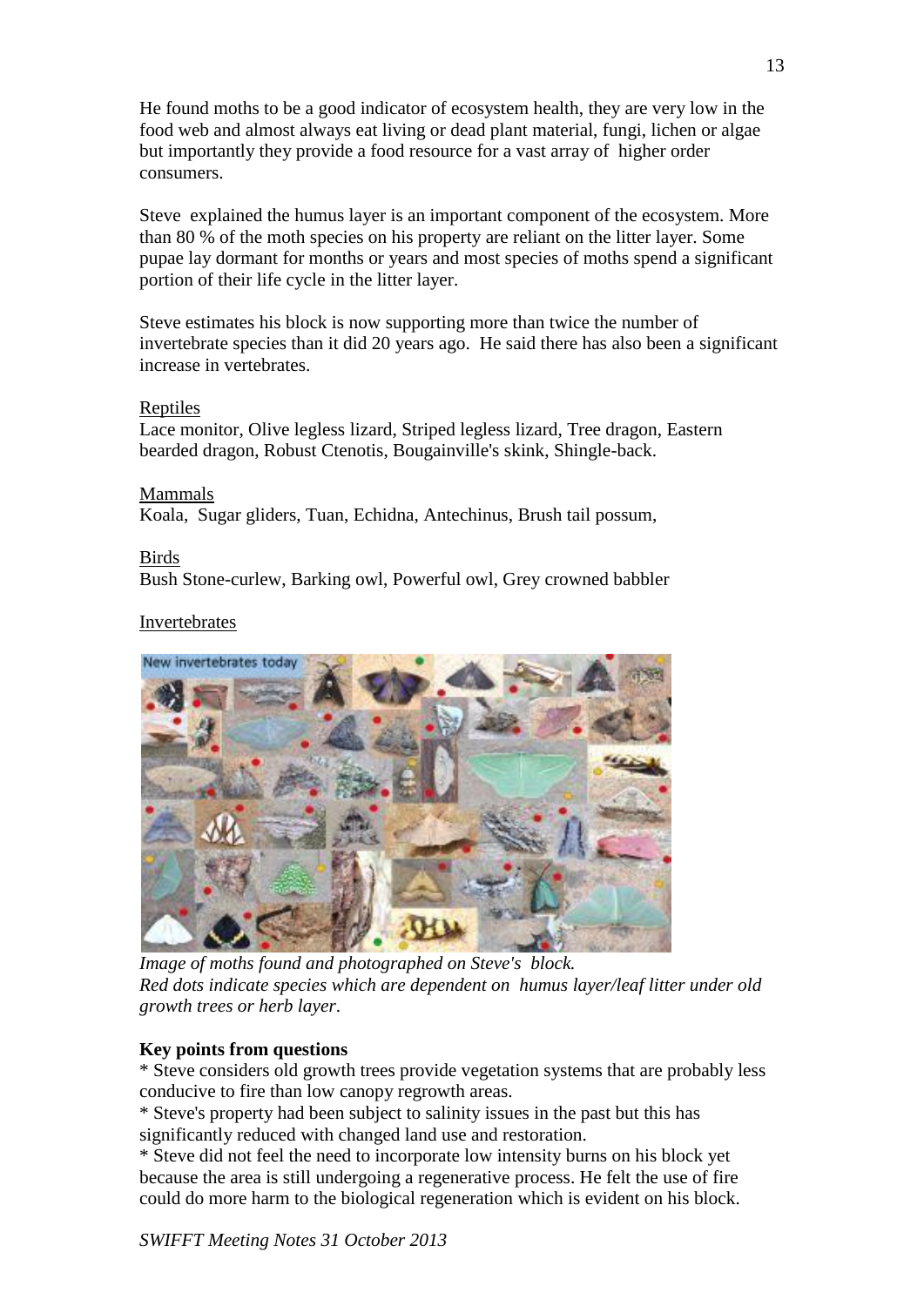He found moths to be a good indicator of ecosystem health, they are very low in the food web and almost always eat living or dead plant material, fungi, lichen or algae but importantly they provide a food resource for a vast array of higher order consumers.

Steve explained the humus layer is an important component of the ecosystem. More than 80 % of the moth species on his property are reliant on the litter layer. Some pupae lay dormant for months or years and most species of moths spend a significant portion of their life cycle in the litter layer.

Steve estimates his block is now supporting more than twice the number of invertebrate species than it did 20 years ago. He said there has also been a significant increase in vertebrates.

Reptiles
Lace monitor, Olive legless lizard, Striped legless lizard, Tree dragon, Eastern bearded dragon, Robust Ctenotis, Bougainville's skink, Shingle-back.

Mammals
Koala, Sugar gliders, Tuan, Echidna, Antechinus, Brush tail possum,

Birds
Bush Stone-curlew, Barking owl, Powerful owl, Grey crowned babbler

Invertebrates

*Image of moths found and photographed on Steve's block.*
*Red dots indicate species which are dependent on humus layer/leaf litter under old growth trees or herb layer.*

**Key points from questions**

* Steve considers old growth trees provide vegetation systems that are probably less conducive to fire than low canopy regrowth areas.
* Steve's property had been subject to salinity issues in the past but this has significantly reduced with changed land use and restoration.
* Steve did not feel the need to incorporate low intensity burns on his block yet because the area is still undergoing a regenerative process. He felt the use of fire could do more harm to the biological regeneration which is evident on his block.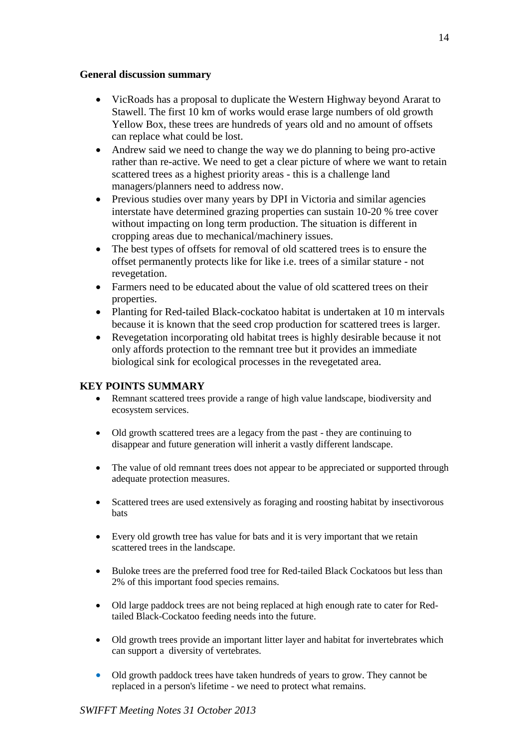**General discussion summary**

- VicRoads has a proposal to duplicate the Western Highway beyond Ararat to Stawell. The first 10 km of works would erase large numbers of old growth Yellow Box, these trees are hundreds of years old and no amount of offsets can replace what could be lost.
- Andrew said we need to change the way we do planning to being pro-active rather than re-active. We need to get a clear picture of where we want to retain scattered trees as a highest priority areas - this is a challenge land managers/planners need to address now.
- Previous studies over many years by DPI in Victoria and similar agencies interstate have determined grazing properties can sustain 10-20 % tree cover without impacting on long term production. The situation is different in cropping areas due to mechanical/machinery issues.
- The best types of offsets for removal of old scattered trees is to ensure the offset permanently protects like for like i.e. trees of a similar stature - not revegetation.
- Farmers need to be educated about the value of old scattered trees on their properties.
- Planting for Red-tailed Black-cockatoo habitat is undertaken at 10 m intervals because it is known that the seed crop production for scattered trees is larger.
- Revegetation incorporating old habitat trees is highly desirable because it not only affords protection to the remnant tree but it provides an immediate biological sink for ecological processes in the revegetated area.

**KEY POINTS SUMMARY**

- Remnant scattered trees provide a range of high value landscape, biodiversity and ecosystem services.
- Old growth scattered trees are a legacy from the past - they are continuing to disappear and future generation will inherit a vastly different landscape.
- The value of old remnant trees does not appear to be appreciated or supported through adequate protection measures.
- Scattered trees are used extensively as foraging and roosting habitat by insectivorous bats
- Every old growth tree has value for bats and it is very important that we retain scattered trees in the landscape.
- Buloke trees are the preferred food tree for Red-tailed Black Cockatoos but less than 2% of this important food species remains.
- Old large paddock trees are not being replaced at high enough rate to cater for Red-tailed Black-Cockatoo feeding needs into the future.
- Old growth trees provide an important litter layer and habitat for invertebrates which can support a diversity of vertebrates.
- Old growth paddock trees have taken hundreds of years to grow. They cannot be replaced in a person's lifetime - we need to protect what remains.